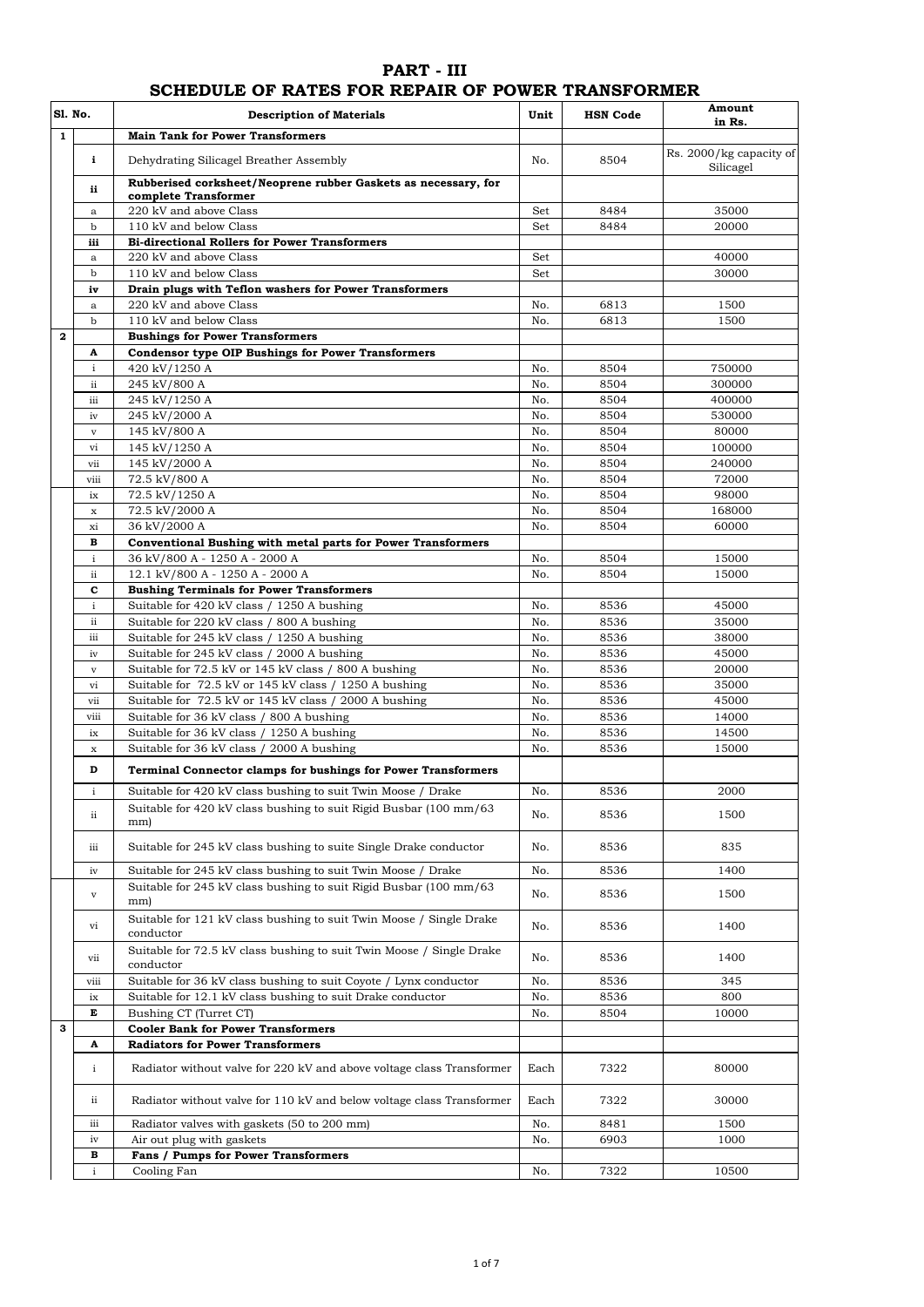# PART - III

## SCHEDULE OF RATES FOR REPAIR OF POWER TRANSFORMER

| Sl. No. | | Description of Materials | Unit | HSN Code | Amount in Rs. |
|---|---|---|---|---|---|
| **1** | | **Main Tank for Power Transformers** | | | |
| | **i** | Dehydrating Silicagel Breather Assembly | No. | 8504 | Rs. 2000/kg capacity of Silicagel |
| | **ii** | **Rubberised corksheet/Neoprene rubber Gaskets as necessary, for complete Transformer** | | | |
| | a | 220 kV and above Class | Set | 8484 | 35000 |
| | b | 110 kV and below Class | Set | 8484 | 20000 |
| | **iii** | **Bi-directional Rollers for Power Transformers** | | | |
| | a | 220 kV and above Class | Set | | 40000 |
| | b | 110 kV and below Class | Set | | 30000 |
| | **iv** | **Drain plugs with Teflon washers for Power Transformers** | | | |
| | a | 220 kV and above Class | No. | 6813 | 1500 |
| | b | 110 kV and below Class | No. | 6813 | 1500 |
| **2** | | **Bushings for Power Transformers** | | | |
| | **A** | **Condensor type OIP Bushings for Power Transformers** | | | |
| | i | 420 kV/1250 A | No. | 8504 | 750000 |
| | ii | 245 kV/800 A | No. | 8504 | 300000 |
| | iii | 245 kV/1250 A | No. | 8504 | 400000 |
| | iv | 245 kV/2000 A | No. | 8504 | 530000 |
| | v | 145 kV/800 A | No. | 8504 | 80000 |
| | vi | 145 kV/1250 A | No. | 8504 | 100000 |
| | vii | 145 kV/2000 A | No. | 8504 | 240000 |
| | viii | 72.5 kV/800 A | No. | 8504 | 72000 |
| | ix | 72.5 kV/1250 A | No. | 8504 | 98000 |
| | x | 72.5 kV/2000 A | No. | 8504 | 168000 |
| | xi | 36 kV/2000 A | No. | 8504 | 60000 |
| | **B** | **Conventional Bushing with metal parts for Power Transformers** | | | |
| | i | 36 kV/800 A - 1250 A - 2000 A | No. | 8504 | 15000 |
| | ii | 12.1 kV/800 A - 1250 A - 2000 A | No. | 8504 | 15000 |
| | **C** | **Bushing Terminals for Power Transformers** | | | |
| | i | Suitable for 420 kV class / 1250 A bushing | No. | 8536 | 45000 |
| | ii | Suitable for 220 kV class / 800 A bushing | No. | 8536 | 35000 |
| | iii | Suitable for 245 kV class / 1250 A bushing | No. | 8536 | 38000 |
| | iv | Suitable for 245 kV class / 2000 A bushing | No. | 8536 | 45000 |
| | v | Suitable for 72.5 kV or 145 kV class / 800 A bushing | No. | 8536 | 20000 |
| | vi | Suitable for 72.5 kV or 145 kV class / 1250 A bushing | No. | 8536 | 35000 |
| | vii | Suitable for 72.5 kV or 145 kV class / 2000 A bushing | No. | 8536 | 45000 |
| | viii | Suitable for 36 kV class / 800 A bushing | No. | 8536 | 14000 |
| | ix | Suitable for 36 kV class / 1250 A bushing | No. | 8536 | 14500 |
| | x | Suitable for 36 kV class / 2000 A bushing | No. | 8536 | 15000 |
| | **D** | **Terminal Connector clamps for bushings for Power Transformers** | | | |
| | i | Suitable for 420 kV class bushing to suit Twin Moose / Drake | No. | 8536 | 2000 |
| | ii | Suitable for 420 kV class bushing to suit Rigid Busbar (100 mm/63 mm) | No. | 8536 | 1500 |
| | iii | Suitable for 245 kV class bushing to suite Single Drake conductor | No. | 8536 | 835 |
| | iv | Suitable for 245 kV class bushing to suit Twin Moose / Drake | No. | 8536 | 1400 |
| | v | Suitable for 245 kV class bushing to suit Rigid Busbar (100 mm/63 mm) | No. | 8536 | 1500 |
| | vi | Suitable for 121 kV class bushing to suit Twin Moose / Single Drake conductor | No. | 8536 | 1400 |
| | vii | Suitable for 72.5 kV class bushing to suit Twin Moose / Single Drake conductor | No. | 8536 | 1400 |
| | viii | Suitable for 36 kV class bushing to suit Coyote / Lynx conductor | No. | 8536 | 345 |
| | ix | Suitable for 12.1 kV class bushing to suit Drake conductor | No. | 8536 | 800 |
| | **E** | Bushing CT (Turret CT) | No. | 8504 | 10000 |
| **3** | | **Cooler Bank for Power Transformers** | | | |
| | **A** | **Radiators for Power Transformers** | | | |
| | i | Radiator without valve for 220 kV and above voltage class Transformer | Each | 7322 | 80000 |
| | ii | Radiator without valve for 110 kV and below voltage class Transformer | Each | 7322 | 30000 |
| | iii | Radiator valves with gaskets (50 to 200 mm) | No. | 8481 | 1500 |
| | iv | Air out plug with gaskets | No. | 6903 | 1000 |
| | **B** | **Fans / Pumps for Power Transformers** | | | |
| | i | Cooling Fan | No. | 7322 | 10500 |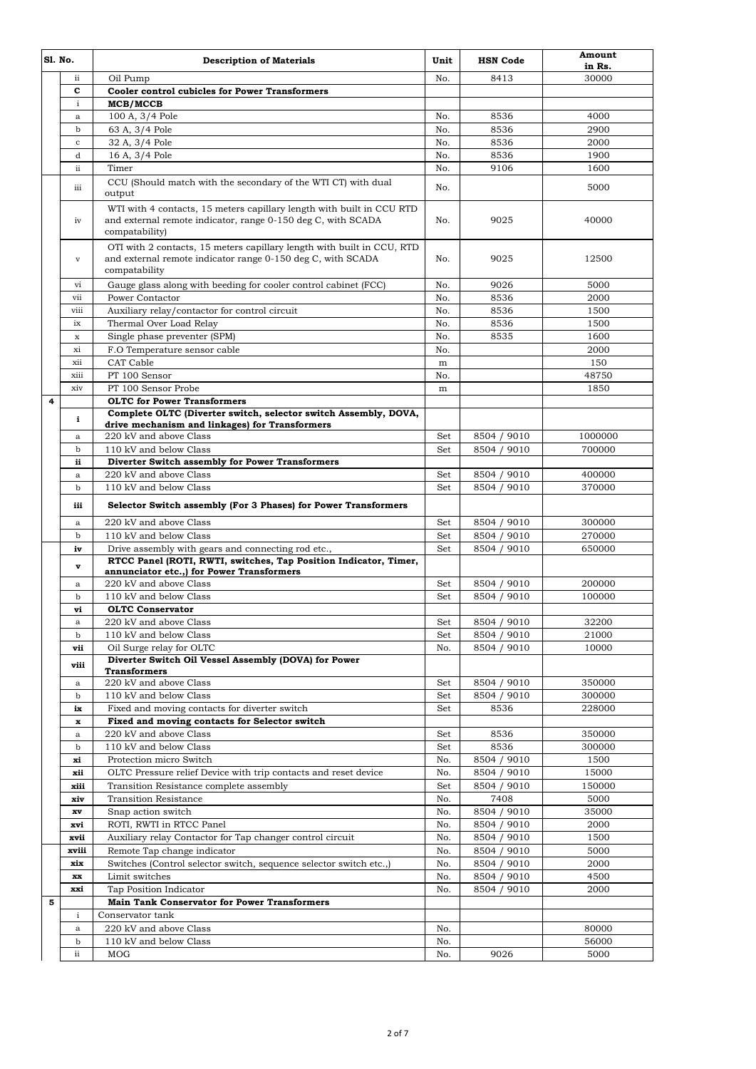| Sl. No. | | Description of Materials | Unit | HSN Code | Amount in Rs. |
|---|---|---|---|---|---|
| | ii | Oil Pump | No. | 8413 | 30000 |
| | **C** | **Cooler control cubicles for Power Transformers** | | | |
| | i | **MCB/MCCB** | | | |
| | a | 100 A, 3/4 Pole | No. | 8536 | 4000 |
| | b | 63 A, 3/4 Pole | No. | 8536 | 2900 |
| | c | 32 A, 3/4 Pole | No. | 8536 | 2000 |
| | d | 16 A, 3/4 Pole | No. | 8536 | 1900 |
| | ii | Timer | No. | 9106 | 1600 |
| | iii | CCU (Should match with the secondary of the WTI CT) with dual output | No. | | 5000 |
| | iv | WTI with 4 contacts, 15 meters capillary length with built in CCU RTD and external remote indicator, range 0-150 deg C, with SCADA compatability) | No. | 9025 | 40000 |
| | v | OTI with 2 contacts, 15 meters capillary length with built in CCU, RTD and external remote indicator range 0-150 deg C, with SCADA compatability | No. | 9025 | 12500 |
| | vi | Gauge glass along with beeding for cooler control cabinet (FCC) | No. | 9026 | 5000 |
| | vii | Power Contactor | No. | 8536 | 2000 |
| | viii | Auxiliary relay/contactor for control circuit | No. | 8536 | 1500 |
| | ix | Thermal Over Load Relay | No. | 8536 | 1500 |
| | x | Single phase preventer (SPM) | No. | 8535 | 1600 |
| | xi | F.O Temperature sensor cable | No. | | 2000 |
| | xii | CAT Cable | m | | 150 |
| | xiii | PT 100 Sensor | No. | | 48750 |
| | xiv | PT 100 Sensor Probe | m | | 1850 |
| **4** | | **OLTC for Power Transformers** | | | |
| | **i** | **Complete OLTC (Diverter switch, selector switch Assembly, DOVA, drive mechanism and linkages) for Transformers** | | | |
| | a | 220 kV and above Class | Set | 8504 / 9010 | 1000000 |
| | b | 110 kV and below Class | Set | 8504 / 9010 | 700000 |
| | **ii** | **Diverter Switch assembly for Power Transformers** | | | |
| | a | 220 kV and above Class | Set | 8504 / 9010 | 400000 |
| | b | 110 kV and below Class | Set | 8504 / 9010 | 370000 |
| | **iii** | **Selector Switch assembly (For 3 Phases) for Power Transformers** | | | |
| | a | 220 kV and above Class | Set | 8504 / 9010 | 300000 |
| | b | 110 kV and below Class | Set | 8504 / 9010 | 270000 |
| | **iv** | Drive assembly with gears and connecting rod etc., | Set | 8504 / 9010 | 650000 |
| | **v** | **RTCC Panel (ROTI, RWTI, switches, Tap Position Indicator, Timer, annunciator etc.,) for Power Transformers** | | | |
| | a | 220 kV and above Class | Set | 8504 / 9010 | 200000 |
| | b | 110 kV and below Class | Set | 8504 / 9010 | 100000 |
| | **vi** | **OLTC Conservator** | | | |
| | a | 220 kV and above Class | Set | 8504 / 9010 | 32200 |
| | b | 110 kV and below Class | Set | 8504 / 9010 | 21000 |
| | **vii** | Oil Surge relay for OLTC | No. | 8504 / 9010 | 10000 |
| | **viii** | **Diverter Switch Oil Vessel Assembly (DOVA) for Power Transformers** | | | |
| | a | 220 kV and above Class | Set | 8504 / 9010 | 350000 |
| | b | 110 kV and below Class | Set | 8504 / 9010 | 300000 |
| | **ix** | Fixed and moving contacts for diverter switch | Set | 8536 | 228000 |
| | **x** | **Fixed and moving contacts for Selector switch** | | | |
| | a | 220 kV and above Class | Set | 8536 | 350000 |
| | b | 110 kV and below Class | Set | 8536 | 300000 |
| | **xi** | Protection micro Switch | No. | 8504 / 9010 | 1500 |
| | **xii** | OLTC Pressure relief Device with trip contacts and reset device | No. | 8504 / 9010 | 15000 |
| | **xiii** | Transition Resistance complete assembly | Set | 8504 / 9010 | 150000 |
| | **xiv** | Transition Resistance | No. | 7408 | 5000 |
| | **xv** | Snap action switch | No. | 8504 / 9010 | 35000 |
| | **xvi** | ROTI, RWTI in RTCC Panel | No. | 8504 / 9010 | 2000 |
| | **xvii** | Auxiliary relay Contactor for Tap changer control circuit | No. | 8504 / 9010 | 1500 |
| | **xviii** | Remote Tap change indicator | No. | 8504 / 9010 | 5000 |
| | **xix** | Switches (Control selector switch, sequence selector switch etc.,) | No. | 8504 / 9010 | 2000 |
| | **xx** | Limit switches | No. | 8504 / 9010 | 4500 |
| | **xxi** | Tap Position Indicator | No. | 8504 / 9010 | 2000 |
| **5** | | **Main Tank Conservator for Power Transformers** | | | |
| | i | Conservator tank | | | |
| | a | 220 kV and above Class | No. | | 80000 |
| | b | 110 kV and below Class | No. | | 56000 |
| | ii | MOG | No. | 9026 | 5000 |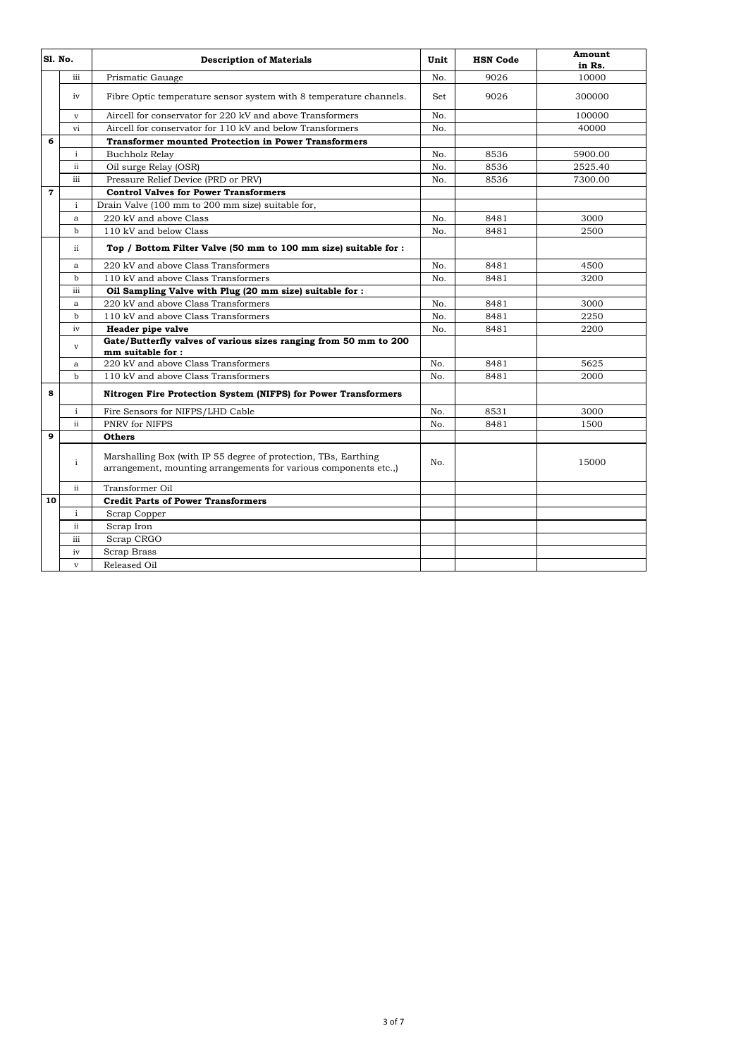| Sl. No. | | Description of Materials | Unit | HSN Code | Amount in Rs. |
|---|---|---|---|---|---|
| | iii | Prismatic Gauage | No. | 9026 | 10000 |
| | iv | Fibre Optic temperature sensor system with 8 temperature channels. | Set | 9026 | 300000 |
| | v | Aircell for conservator for 220 kV and above Transformers | No. | | 100000 |
| | vi | Aircell for conservator for 110 kV and below Transformers | No. | | 40000 |
| 6 | | **Transformer mounted Protection in Power Transformers** | | | |
| | i | Buchholz Relay | No. | 8536 | 5900.00 |
| | ii | Oil surge Relay (OSR) | No. | 8536 | 2525.40 |
| | iii | Pressure Relief Device (PRD or PRV) | No. | 8536 | 7300.00 |
| 7 | | **Control Valves for Power Transformers** | | | |
| | i | Drain Valve (100 mm to 200 mm size) suitable for, | | | |
| | a | 220 kV and above Class | No. | 8481 | 3000 |
| | b | 110 kV and below Class | No. | 8481 | 2500 |
| | ii | **Top / Bottom Filter Valve (50 mm to 100 mm size) suitable for :** | | | |
| | a | 220 kV and above Class Transformers | No. | 8481 | 4500 |
| | b | 110 kV and above Class Transformers | No. | 8481 | 3200 |
| | iii | **Oil Sampling Valve with Plug (20 mm size) suitable for :** | | | |
| | a | 220 kV and above Class Transformers | No. | 8481 | 3000 |
| | b | 110 kV and above Class Transformers | No. | 8481 | 2250 |
| | iv | **Header pipe valve** | No. | 8481 | 2200 |
| | v | **Gate/Butterfly valves of various sizes ranging from 50 mm to 200 mm suitable for :** | | | |
| | a | 220 kV and above Class Transformers | No. | 8481 | 5625 |
| | b | 110 kV and above Class Transformers | No. | 8481 | 2000 |
| 8 | | **Nitrogen Fire Protection System (NIFPS) for Power Transformers** | | | |
| | i | Fire Sensors for NIFPS/LHD Cable | No. | 8531 | 3000 |
| | ii | PNRV for NIFPS | No. | 8481 | 1500 |
| 9 | | **Others** | | | |
| | i | Marshalling Box (with IP 55 degree of protection, TBs, Earthing arrangement, mounting arrangements for various components etc.,) | No. | | 15000 |
| | ii | Transformer Oil | | | |
| 10 | | **Credit Parts of Power Transformers** | | | |
| | i | Scrap Copper | | | |
| | ii | Scrap Iron | | | |
| | iii | Scrap CRGO | | | |
| | iv | Scrap Brass | | | |
| | v | Released Oil | | | |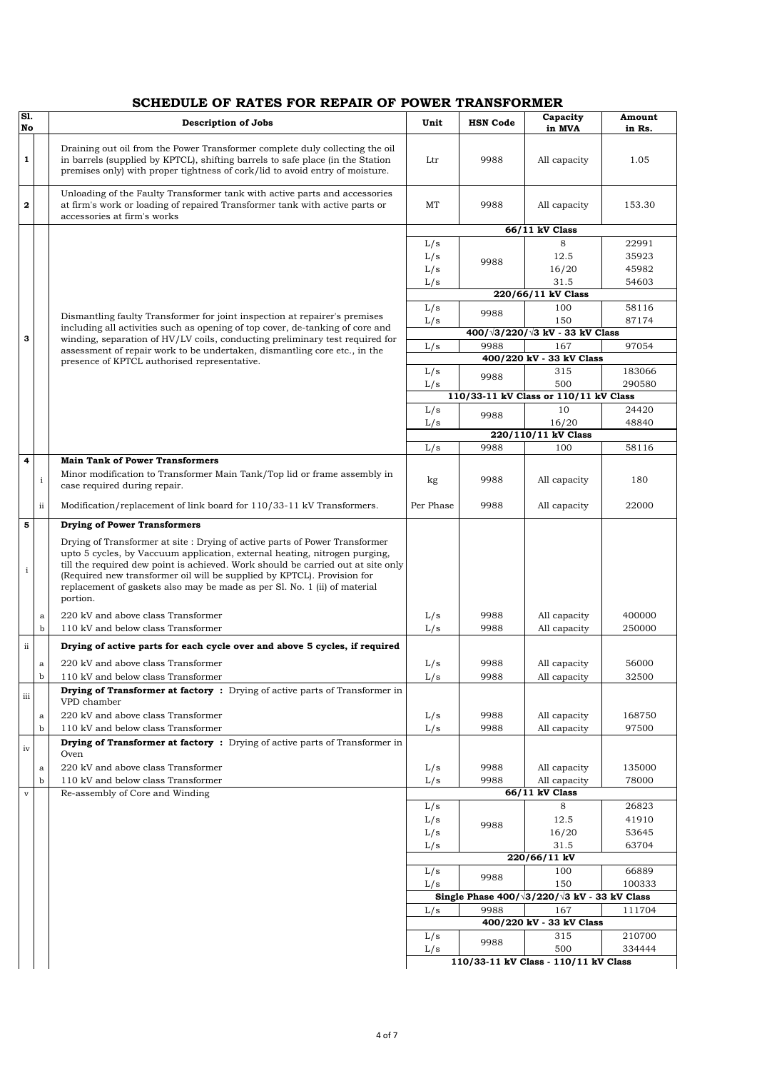# SCHEDULE OF RATES FOR REPAIR OF POWER TRANSFORMER

| Sl. No | | Description of Jobs | Unit | HSN Code | Capacity in MVA | Amount in Rs. |
|---|---|---|---|---|---|---|
| 1 | | Draining out oil from the Power Transformer complete duly collecting the oil in barrels (supplied by KPTCL), shifting barrels to safe place (in the Station premises only) with proper tightness of cork/lid to avoid entry of moisture. | Ltr | 9988 | All capacity | 1.05 |
| 2 | | Unloading of the Faulty Transformer tank with active parts and accessories at firm's work or loading of repaired Transformer tank with active parts or accessories at firm's works | MT | 9988 | All capacity | 153.30 |
| 3 | | Dismantling faulty Transformer for joint inspection at repairer's premises including all activities such as opening of top cover, de-tanking of core and winding, separation of HV/LV coils, conducting preliminary test required for assessment of repair work to be undertaken, dismantling core etc., in the presence of KPTCL authorised representative. | **66/11 kV Class** | | | |
| | | | L/s | 9988 | 8 | 22991 |
| | | | L/s | | 12.5 | 35923 |
| | | | L/s | | 16/20 | 45982 |
| | | | L/s | | 31.5 | 54603 |
| | | | **220/66/11 kV Class** | | | |
| | | | L/s | 9988 | 100 | 58116 |
| | | | L/s | | 150 | 87174 |
| | | | **400/√3/220/√3 kV - 33 kV Class** | | | |
| | | | L/s | 9988 | 167 | 97054 |
| | | | **400/220 kV - 33 kV Class** | | | |
| | | | L/s | 9988 | 315 | 183066 |
| | | | L/s | | 500 | 290580 |
| | | | **110/33-11 kV Class or 110/11 kV Class** | | | |
| | | | L/s | 9988 | 10 | 24420 |
| | | | L/s | | 16/20 | 48840 |
| | | | **220/110/11 kV Class** | | | |
| | | | L/s | 9988 | 100 | 58116 |
| 4 | | **Main Tank of Power Transformers** | | | | |
| | i | Minor modification to Transformer Main Tank/Top lid or frame assembly in case required during repair. | kg | 9988 | All capacity | 180 |
| | ii | Modification/replacement of link board for 110/33-11 kV Transformers. | Per Phase | 9988 | All capacity | 22000 |
| 5 | | **Drying of Power Transformers** | | | | |
| i | | Drying of Transformer at site : Drying of active parts of Power Transformer upto 5 cycles, by Vaccuum application, external heating, nitrogen purging, till the required dew point is achieved. Work should be carried out at site only (Required new transformer oil will be supplied by KPTCL). Provision for replacement of gaskets also may be made as per Sl. No. 1 (ii) of material portion. | | | | |
| | a | 220 kV and above class Transformer | L/s | 9988 | All capacity | 400000 |
| | b | 110 kV and below class Transformer | L/s | 9988 | All capacity | 250000 |
| ii | | **Drying of active parts for each cycle over and above 5 cycles, if required** | | | | |
| | a | 220 kV and above class Transformer | L/s | 9988 | All capacity | 56000 |
| | b | 110 kV and below class Transformer | L/s | 9988 | All capacity | 32500 |
| iii | | **Drying of Transformer at factory :** Drying of active parts of Transformer in VPD chamber | | | | |
| | a | 220 kV and above class Transformer | L/s | 9988 | All capacity | 168750 |
| | b | 110 kV and below class Transformer | L/s | 9988 | All capacity | 97500 |
| iv | | **Drying of Transformer at factory :** Drying of active parts of Transformer in Oven | | | | |
| | a | 220 kV and above class Transformer | L/s | 9988 | All capacity | 135000 |
| | b | 110 kV and below class Transformer | L/s | 9988 | All capacity | 78000 |
| v | | Re-assembly of Core and Winding | **66/11 kV Class** | | | |
| | | | L/s | 9988 | 8 | 26823 |
| | | | L/s | | 12.5 | 41910 |
| | | | L/s | | 16/20 | 53645 |
| | | | L/s | | 31.5 | 63704 |
| | | | **220/66/11 kV** | | | |
| | | | L/s | 9988 | 100 | 66889 |
| | | | L/s | | 150 | 100333 |
| | | | **Single Phase 400/√3/220/√3 kV - 33 kV Class** | | | |
| | | | L/s | 9988 | 167 | 111704 |
| | | | **400/220 kV - 33 kV Class** | | | |
| | | | L/s | 9988 | 315 | 210700 |
| | | | L/s | | 500 | 334444 |
| | | | **110/33-11 kV Class - 110/11 kV Class** | | | |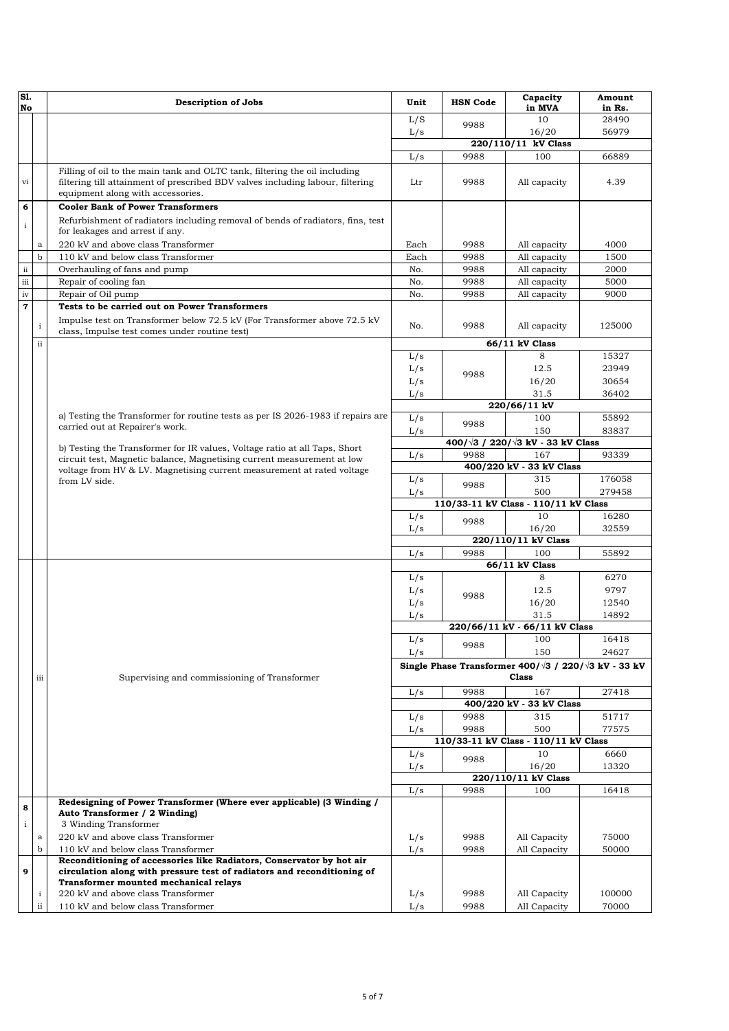| Sl. No | | Description of Jobs | Unit | HSN Code | Capacity in MVA | Amount in Rs. |
|---|---|---|---|---|---|---|
| | | | L/S | 9988 | 10 | 28490 |
| | | | L/s | | 16/20 | 56979 |
| | | | 220/110/11 kV Class | | | |
| | | | L/s | 9988 | 100 | 66889 |
| vi | | Filling of oil to the main tank and OLTC tank, filtering the oil including filtering till attainment of prescribed BDV valves including labour, filtering equipment along with accessories. | Ltr | 9988 | All capacity | 4.39 |
| **6** | | **Cooler Bank of Power Transformers** | | | | |
| i | | Refurbishment of radiators including removal of bends of radiators, fins, test for leakages and arrest if any. | | | | |
| | a | 220 kV and above class Transformer | Each | 9988 | All capacity | 4000 |
| | b | 110 kV and below class Transformer | Each | 9988 | All capacity | 1500 |
| ii | | Overhauling of fans and pump | No. | 9988 | All capacity | 2000 |
| iii | | Repair of cooling fan | No. | 9988 | All capacity | 5000 |
| iv | | Repair of Oil pump | No. | 9988 | All capacity | 9000 |
| **7** | | **Tests to be carried out on Power Transformers** | | | | |
| | i | Impulse test on Transformer below 72.5 kV (For Transformer above 72.5 kV class, Impulse test comes under routine test) | No. | 9988 | All capacity | 125000 |
| | ii | a) Testing the Transformer for routine tests as per IS 2026-1983 if repairs are carried out at Repairer's work. b) Testing the Transformer for IR values, Voltage ratio at all Taps, Short circuit test, Magnetic balance, Magnetising current measurement at low voltage from HV & LV. Magnetising current measurement at rated voltage from LV side. | 66/11 kV Class | | | |
| | | | L/s | 9988 | 8 | 15327 |
| | | | L/s | | 12.5 | 23949 |
| | | | L/s | | 16/20 | 30654 |
| | | | L/s | | 31.5 | 36402 |
| | | | 220/66/11 kV | | | |
| | | | L/s | 9988 | 100 | 55892 |
| | | | L/s | | 150 | 83837 |
| | | | 400/√3 / 220/√3 kV - 33 kV Class | | | |
| | | | L/s | 9988 | 167 | 93339 |
| | | | 400/220 kV - 33 kV Class | | | |
| | | | L/s | 9988 | 315 | 176058 |
| | | | L/s | | 500 | 279458 |
| | | | 110/33-11 kV Class - 110/11 kV Class | | | |
| | | | L/s | 9988 | 10 | 16280 |
| | | | L/s | | 16/20 | 32559 |
| | | | 220/110/11 kV Class | | | |
| | | | L/s | 9988 | 100 | 55892 |
| | iii | Supervising and commissioning of Transformer | 66/11 kV Class | | | |
| | | | L/s | 9988 | 8 | 6270 |
| | | | L/s | | 12.5 | 9797 |
| | | | L/s | | 16/20 | 12540 |
| | | | L/s | | 31.5 | 14892 |
| | | | 220/66/11 kV - 66/11 kV Class | | | |
| | | | L/s | 9988 | 100 | 16418 |
| | | | L/s | | 150 | 24627 |
| | | | Single Phase Transformer 400/√3 / 220/√3 kV - 33 kV Class | | | |
| | | | L/s | 9988 | 167 | 27418 |
| | | | 400/220 kV - 33 kV Class | | | |
| | | | L/s | 9988 | 315 | 51717 |
| | | | L/s | 9988 | 500 | 77575 |
| | | | 110/33-11 kV Class - 110/11 kV Class | | | |
| | | | L/s | 9988 | 10 | 6660 |
| | | | L/s | | 16/20 | 13320 |
| | | | 220/110/11 kV Class | | | |
| | | | L/s | 9988 | 100 | 16418 |
| **8** | | **Redesigning of Power Transformer (Where ever applicable) (3 Winding / Auto Transformer / 2 Winding)** | | | | |
| i | | 3 Winding Transformer | | | | |
| | a | 220 kV and above class Transformer | L/s | 9988 | All Capacity | 75000 |
| | b | 110 kV and below class Transformer | L/s | 9988 | All Capacity | 50000 |
| **9** | | **Reconditioning of accessories like Radiators, Conservator by hot air circulation along with pressure test of radiators and reconditioning of Transformer mounted mechanical relays** | | | | |
| | i | 220 kV and above class Transformer | L/s | 9988 | All Capacity | 100000 |
| | ii | 110 kV and below class Transformer | L/s | 9988 | All Capacity | 70000 |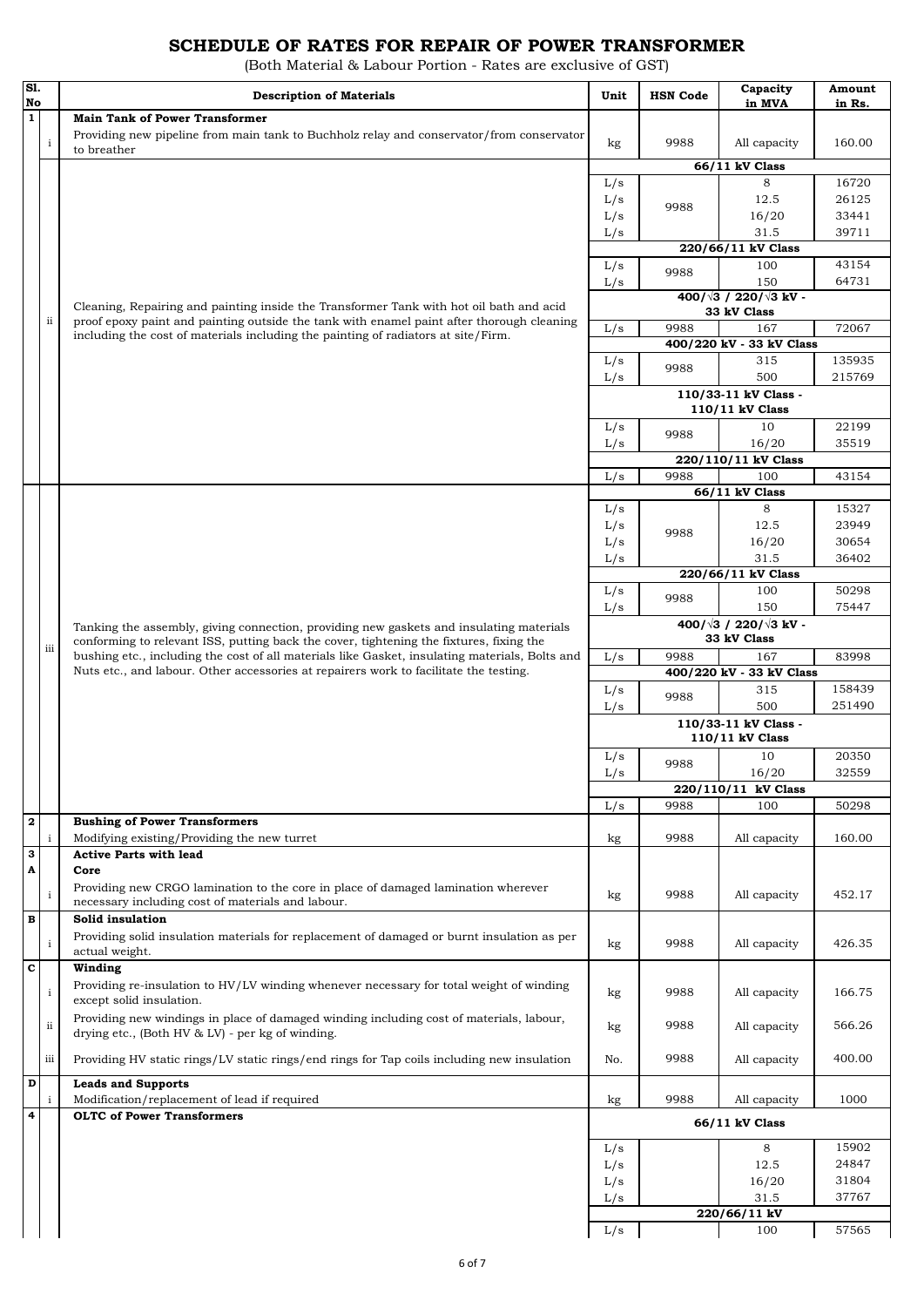# SCHEDULE OF RATES FOR REPAIR OF POWER TRANSFORMER

(Both Material & Labour Portion - Rates are exclusive of GST)

| Sl. No | | Description of Materials | Unit | HSN Code | Capacity in MVA | Amount in Rs. |
|---|---|---|---|---|---|---|
| **1** | | **Main Tank of Power Transformer** | | | | |
| | i | Providing new pipeline from main tank to Buchholz relay and conservator/from conservator to breather | kg | 9988 | All capacity | 160.00 |
| | ii | Cleaning, Repairing and painting inside the Transformer Tank with hot oil bath and acid proof epoxy paint and painting outside the tank with enamel paint after thorough cleaning including the cost of materials including the painting of radiators at site/Firm. | | | **66/11 kV Class** | |
| | | | L/s | 9988 | 8 | 16720 |
| | | | L/s | 9988 | 12.5 | 26125 |
| | | | L/s | 9988 | 16/20 | 33441 |
| | | | L/s | 9988 | 31.5 | 39711 |
| | | | | | **220/66/11 kV Class** | |
| | | | L/s | 9988 | 100 | 43154 |
| | | | L/s | 9988 | 150 | 64731 |
| | | | | | **400/√3 / 220/√3 kV - 33 kV Class** | |
| | | | L/s | 9988 | 167 | 72067 |
| | | | | | **400/220 kV - 33 kV Class** | |
| | | | L/s | 9988 | 315 | 135935 |
| | | | L/s | 9988 | 500 | 215769 |
| | | | | | **110/33-11 kV Class - 110/11 kV Class** | |
| | | | L/s | 9988 | 10 | 22199 |
| | | | L/s | 9988 | 16/20 | 35519 |
| | | | | | **220/110/11 kV Class** | |
| | | | L/s | 9988 | 100 | 43154 |
| | iii | Tanking the assembly, giving connection, providing new gaskets and insulating materials conforming to relevant ISS, putting back the cover, tightening the fixtures, fixing the bushing etc., including the cost of all materials like Gasket, insulating materials, Bolts and Nuts etc., and labour. Other accessories at repairers work to facilitate the testing. | | | **66/11 kV Class** | |
| | | | L/s | 9988 | 8 | 15327 |
| | | | L/s | 9988 | 12.5 | 23949 |
| | | | L/s | 9988 | 16/20 | 30654 |
| | | | L/s | 9988 | 31.5 | 36402 |
| | | | | | **220/66/11 kV Class** | |
| | | | L/s | 9988 | 100 | 50298 |
| | | | L/s | 9988 | 150 | 75447 |
| | | | | | **400/√3 / 220/√3 kV - 33 kV Class** | |
| | | | L/s | 9988 | 167 | 83998 |
| | | | | | **400/220 kV - 33 kV Class** | |
| | | | L/s | 9988 | 315 | 158439 |
| | | | L/s | 9988 | 500 | 251490 |
| | | | | | **110/33-11 kV Class - 110/11 kV Class** | |
| | | | L/s | 9988 | 10 | 20350 |
| | | | L/s | 9988 | 16/20 | 32559 |
| | | | | | **220/110/11 kV Class** | |
| | | | L/s | 9988 | 100 | 50298 |
| **2** | | **Bushing of Power Transformers** | | | | |
| | i | Modifying existing/Providing the new turret | kg | 9988 | All capacity | 160.00 |
| **3** | | **Active Parts with lead** | | | | |
| **A** | | **Core** | | | | |
| | i | Providing new CRGO lamination to the core in place of damaged lamination wherever necessary including cost of materials and labour. | kg | 9988 | All capacity | 452.17 |
| **B** | | **Solid insulation** | | | | |
| | i | Providing solid insulation materials for replacement of damaged or burnt insulation as per actual weight. | kg | 9988 | All capacity | 426.35 |
| **C** | | **Winding** | | | | |
| | i | Providing re-insulation to HV/LV winding whenever necessary for total weight of winding except solid insulation. | kg | 9988 | All capacity | 166.75 |
| | ii | Providing new windings in place of damaged winding including cost of materials, labour, drying etc., (Both HV & LV) - per kg of winding. | kg | 9988 | All capacity | 566.26 |
| | iii | Providing HV static rings/LV static rings/end rings for Tap coils including new insulation | No. | 9988 | All capacity | 400.00 |
| **D** | | **Leads and Supports** | | | | |
| | i | Modification/replacement of lead if required | kg | 9988 | All capacity | 1000 |
| **4** | | **OLTC of Power Transformers** | | | **66/11 kV Class** | |
| | | | L/s | | 8 | 15902 |
| | | | L/s | | 12.5 | 24847 |
| | | | L/s | | 16/20 | 31804 |
| | | | L/s | | 31.5 | 37767 |
| | | | | | **220/66/11 kV** | |
| | | | L/s | | 100 | 57565 |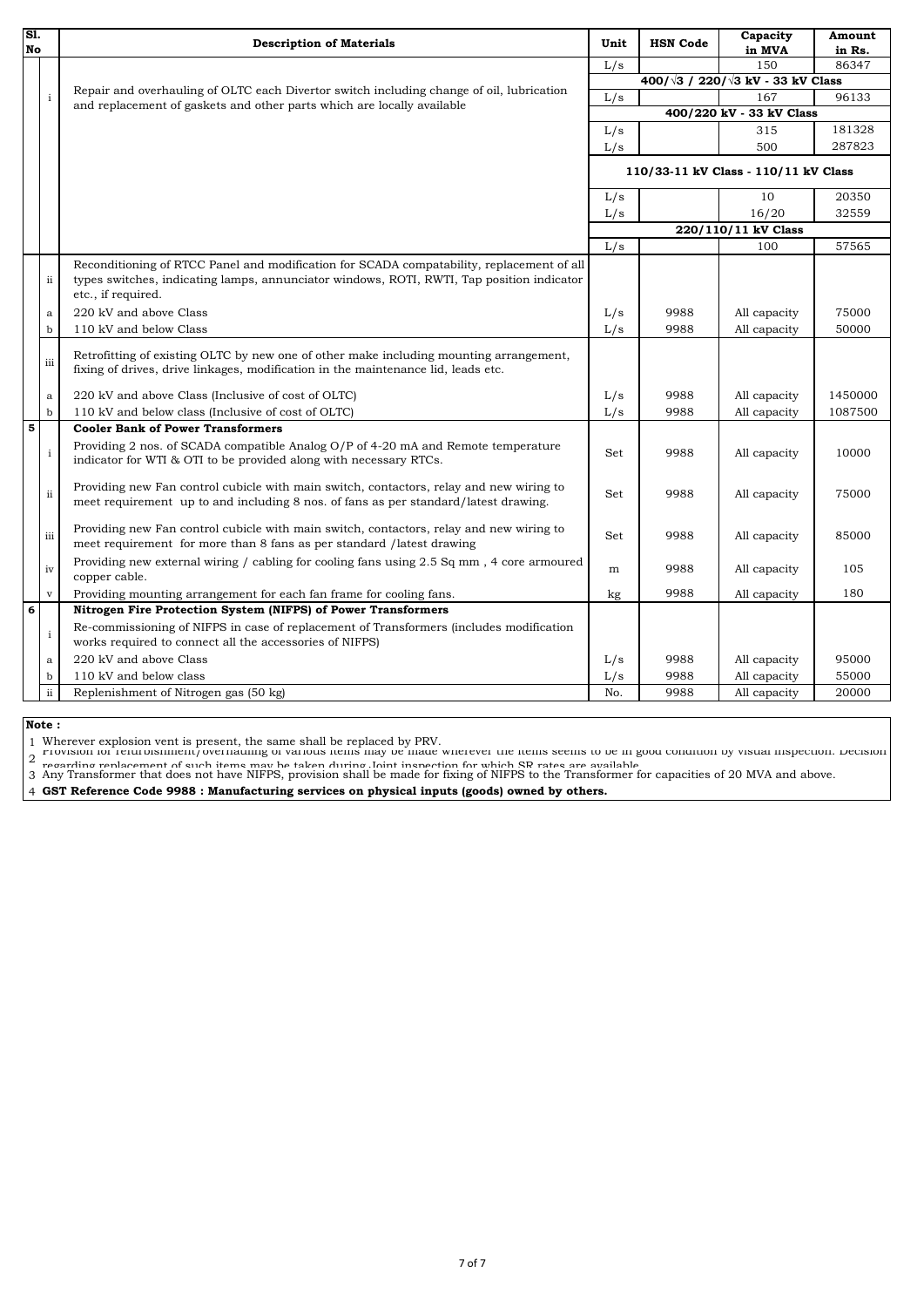| Sl. No | | Description of Materials | Unit | HSN Code | Capacity in MVA | Amount in Rs. |
|---|---|---|---|---|---|---|
| | i | Repair and overhauling of OLTC each Divertor switch including change of oil, lubrication and replacement of gaskets and other parts which are locally available | L/s | | 150 | 86347 |
| | | | **400/√3 / 220/√3 kV - 33 kV Class** | | | |
| | | | L/s | | 167 | 96133 |
| | | | **400/220 kV - 33 kV Class** | | | |
| | | | L/s | | 315 | 181328 |
| | | | L/s | | 500 | 287823 |
| | | | **110/33-11 kV Class - 110/11 kV Class** | | | |
| | | | L/s | | 10 | 20350 |
| | | | L/s | | 16/20 | 32559 |
| | | | **220/110/11 kV Class** | | | |
| | | | L/s | | 100 | 57565 |
| | ii | Reconditioning of RTCC Panel and modification for SCADA compatability, replacement of all types switches, indicating lamps, annunciator windows, ROTI, RWTI, Tap position indicator etc., if required. | | | | |
| | a | 220 kV and above Class | L/s | 9988 | All capacity | 75000 |
| | b | 110 kV and below Class | L/s | 9988 | All capacity | 50000 |
| | iii | Retrofitting of existing OLTC by new one of other make including mounting arrangement, fixing of drives, drive linkages, modification in the maintenance lid, leads etc. | | | | |
| | a | 220 kV and above Class (Inclusive of cost of OLTC) | L/s | 9988 | All capacity | 1450000 |
| | b | 110 kV and below class (Inclusive of cost of OLTC) | L/s | 9988 | All capacity | 1087500 |
| **5** | | **Cooler Bank of Power Transformers** | | | | |
| | i | Providing 2 nos. of SCADA compatible Analog O/P of 4-20 mA and Remote temperature indicator for WTI & OTI to be provided along with necessary RTCs. | Set | 9988 | All capacity | 10000 |
| | ii | Providing new Fan control cubicle with main switch, contactors, relay and new wiring to meet requirement up to and including 8 nos. of fans as per standard/latest drawing. | Set | 9988 | All capacity | 75000 |
| | iii | Providing new Fan control cubicle with main switch, contactors, relay and new wiring to meet requirement for more than 8 fans as per standard /latest drawing | Set | 9988 | All capacity | 85000 |
| | iv | Providing new external wiring / cabling for cooling fans using 2.5 Sq mm , 4 core armoured copper cable. | m | 9988 | All capacity | 105 |
| | v | Providing mounting arrangement for each fan frame for cooling fans. | kg | 9988 | All capacity | 180 |
| **6** | | **Nitrogen Fire Protection System (NIFPS) of Power Transformers** | | | | |
| | i | Re-commissioning of NIFPS in case of replacement of Transformers (includes modification works required to connect all the accessories of NIFPS) | | | | |
| | a | 220 kV and above Class | L/s | 9988 | All capacity | 95000 |
| | b | 110 kV and below class | L/s | 9988 | All capacity | 55000 |
| | ii | Replenishment of Nitrogen gas (50 kg) | No. | 9988 | All capacity | 20000 |

**Note :**

1 Wherever explosion vent is present, the same shall be replaced by PRV.

2 Provision for refurbishment/overhauling of various items may be made wherever the items seems to be in good condition by visual inspection. Decision regarding replacement of such items may be taken during Joint inspection for which SR rates are available

3 Any Transformer that does not have NIFPS, provision shall be made for fixing of NIFPS to the Transformer for capacities of 20 MVA and above.

4 **GST Reference Code 9988 : Manufacturing services on physical inputs (goods) owned by others.**